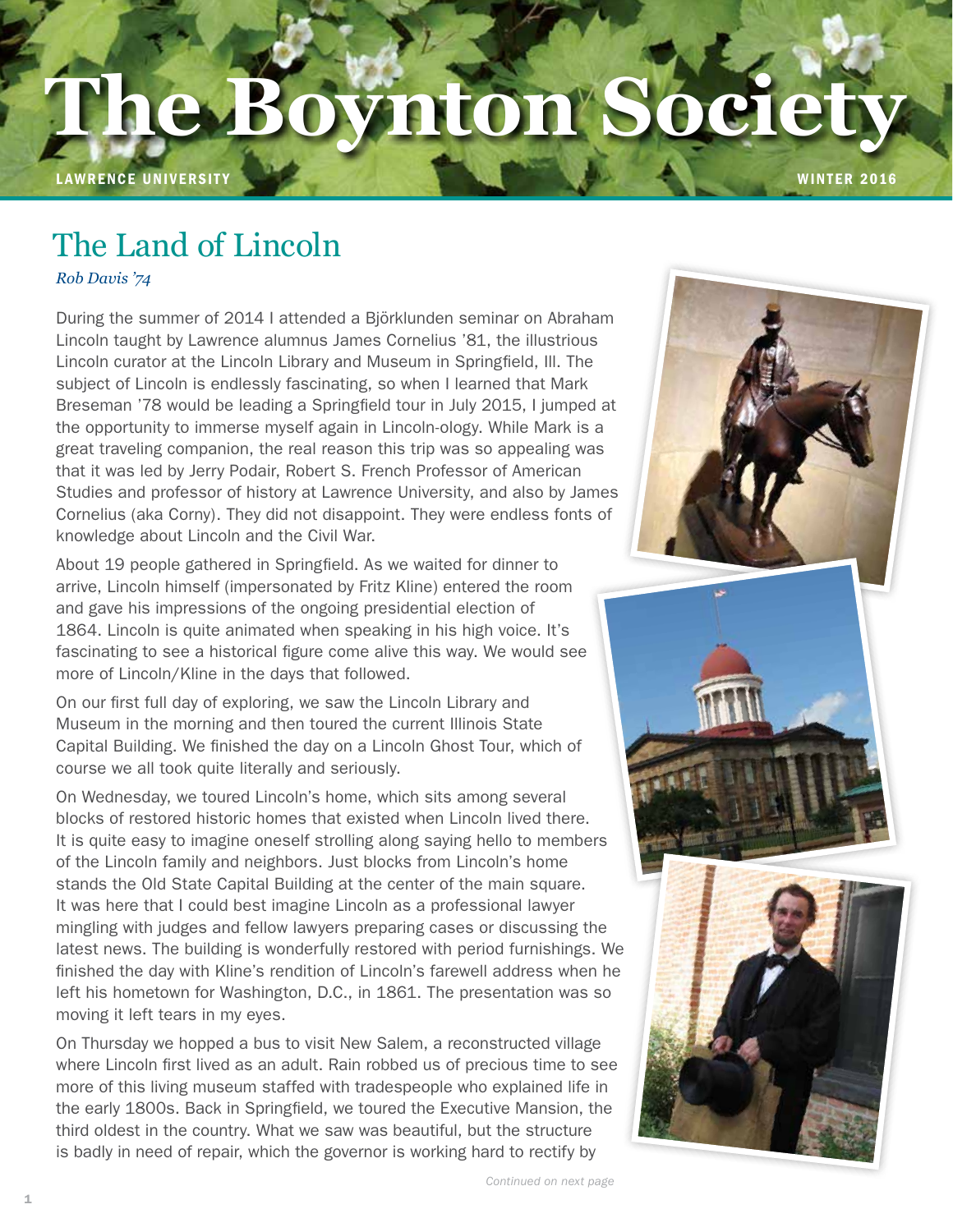# The Boynton Society

LAWRENCE UNIVERSITY — WINTER 2016

## The Land of Lincoln

*Rob Davis '74*

During the summer of 2014 I attended a Björklunden seminar on Abraham Lincoln taught by Lawrence alumnus James Cornelius '81, the illustrious Lincoln curator at the Lincoln Library and Museum in Springfield, Ill. The subject of Lincoln is endlessly fascinating, so when I learned that Mark Breseman '78 would be leading a Springfield tour in July 2015, I jumped at the opportunity to immerse myself again in Lincoln-ology. While Mark is a great traveling companion, the real reason this trip was so appealing was that it was led by Jerry Podair, Robert S. French Professor of American Studies and professor of history at Lawrence University, and also by James Cornelius (aka Corny). They did not disappoint. They were endless fonts of knowledge about Lincoln and the Civil War.

About 19 people gathered in Springfield. As we waited for dinner to arrive, Lincoln himself (impersonated by Fritz Kline) entered the room and gave his impressions of the ongoing presidential election of 1864. Lincoln is quite animated when speaking in his high voice. It's fascinating to see a historical figure come alive this way. We would see more of Lincoln/Kline in the days that followed.

On our first full day of exploring, we saw the Lincoln Library and Museum in the morning and then toured the current Illinois State Capital Building. We finished the day on a Lincoln Ghost Tour, which of course we all took quite literally and seriously.

On Wednesday, we toured Lincoln's home, which sits among several blocks of restored historic homes that existed when Lincoln lived there. It is quite easy to imagine oneself strolling along saying hello to members of the Lincoln family and neighbors. Just blocks from Lincoln's home stands the Old State Capital Building at the center of the main square. It was here that I could best imagine Lincoln as a professional lawyer mingling with judges and fellow lawyers preparing cases or discussing the latest news. The building is wonderfully restored with period furnishings. We finished the day with Kline's rendition of Lincoln's farewell address when he left his hometown for Washington, D.C., in 1861. The presentation was so moving it left tears in my eyes.

On Thursday we hopped a bus to visit New Salem, a reconstructed village where Lincoln first lived as an adult. Rain robbed us of precious time to see more of this living museum staffed with tradespeople who explained life in the early 1800s. Back in Springfield, we toured the Executive Mansion, the third oldest in the country. What we saw was beautiful, but the structure is badly in need of repair, which the governor is working hard to rectify by

*Continued on next page*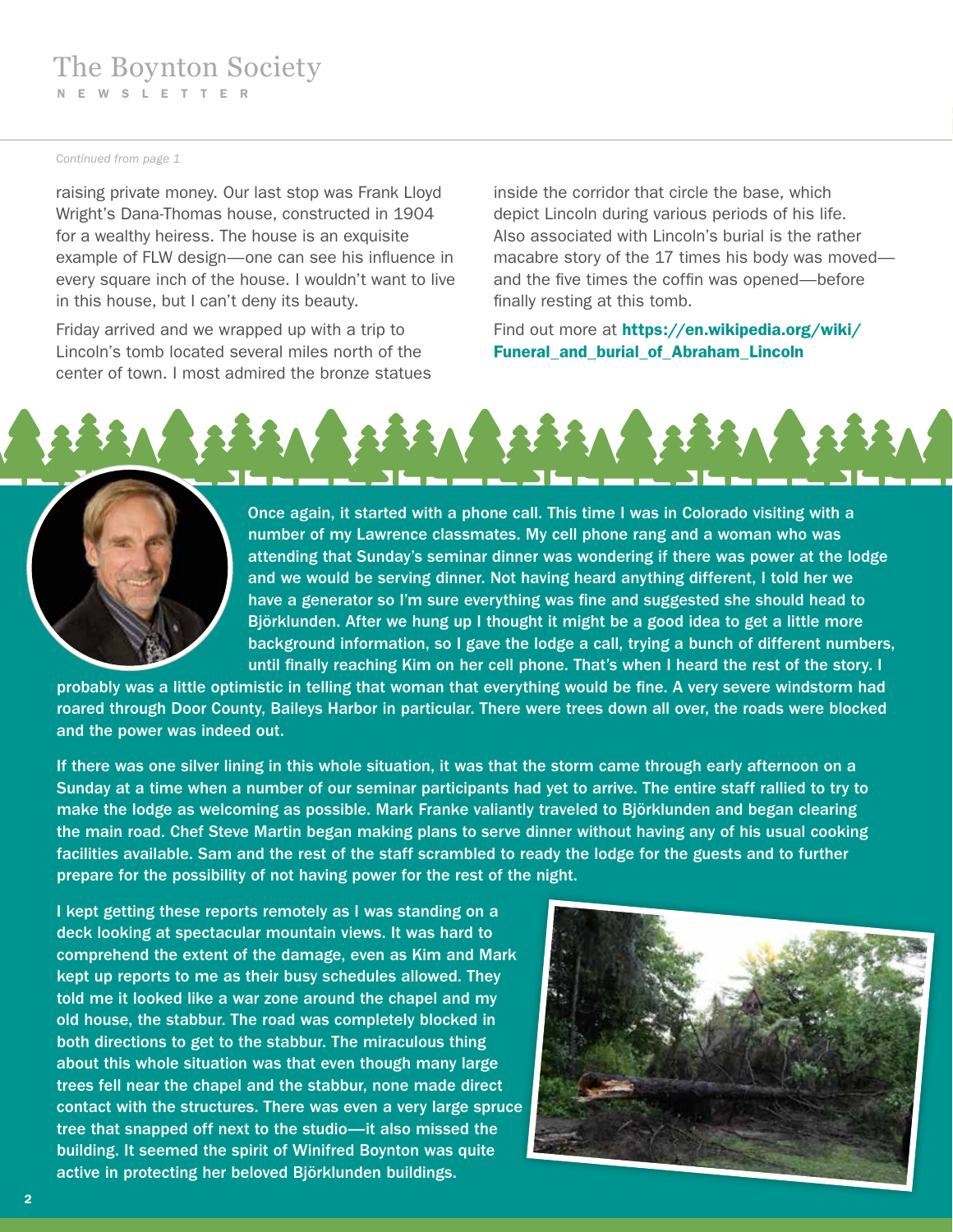*Continued from page 1*

raising private money. Our last stop was Frank Lloyd Wright's Dana-Thomas house, constructed in 1904 for a wealthy heiress. The house is an exquisite example of FLW design—one can see his influence in every square inch of the house. I wouldn't want to live in this house, but I can't deny its beauty.

Friday arrived and we wrapped up with a trip to Lincoln's tomb located several miles north of the center of town. I most admired the bronze statues inside the corridor that circle the base, which depict Lincoln during various periods of his life. Also associated with Lincoln's burial is the rather macabre story of the 17 times his body was moved—and the five times the coffin was opened—before finally resting at this tomb.

Find out more at **https://en.wikipedia.org/wiki/Funeral_and_burial_of_Abraham_Lincoln**

Once again, it started with a phone call. This time I was in Colorado visiting with a number of my Lawrence classmates. My cell phone rang and a woman who was attending that Sunday's seminar dinner was wondering if there was power at the lodge and we would be serving dinner. Not having heard anything different, I told her we have a generator so I'm sure everything was fine and suggested she should head to Björklunden. After we hung up I thought it might be a good idea to get a little more background information, so I gave the lodge a call, trying a bunch of different numbers, until finally reaching Kim on her cell phone. That's when I heard the rest of the story. I probably was a little optimistic in telling that woman that everything would be fine. A very severe windstorm had roared through Door County, Baileys Harbor in particular. There were trees down all over, the roads were blocked and the power was indeed out.

If there was one silver lining in this whole situation, it was that the storm came through early afternoon on a Sunday at a time when a number of our seminar participants had yet to arrive. The entire staff rallied to try to make the lodge as welcoming as possible. Mark Franke valiantly traveled to Björklunden and began clearing the main road. Chef Steve Martin began making plans to serve dinner without having any of his usual cooking facilities available. Sam and the rest of the staff scrambled to ready the lodge for the guests and to further prepare for the possibility of not having power for the rest of the night.

I kept getting these reports remotely as I was standing on a deck looking at spectacular mountain views. It was hard to comprehend the extent of the damage, even as Kim and Mark kept up reports to me as their busy schedules allowed. They told me it looked like a war zone around the chapel and my old house, the stabbur. The road was completely blocked in both directions to get to the stabbur. The miraculous thing about this whole situation was that even though many large trees fell near the chapel and the stabbur, none made direct contact with the structures. There was even a very large spruce tree that snapped off next to the studio—it also missed the building. It seemed the spirit of Winifred Boynton was quite active in protecting her beloved Björklunden buildings.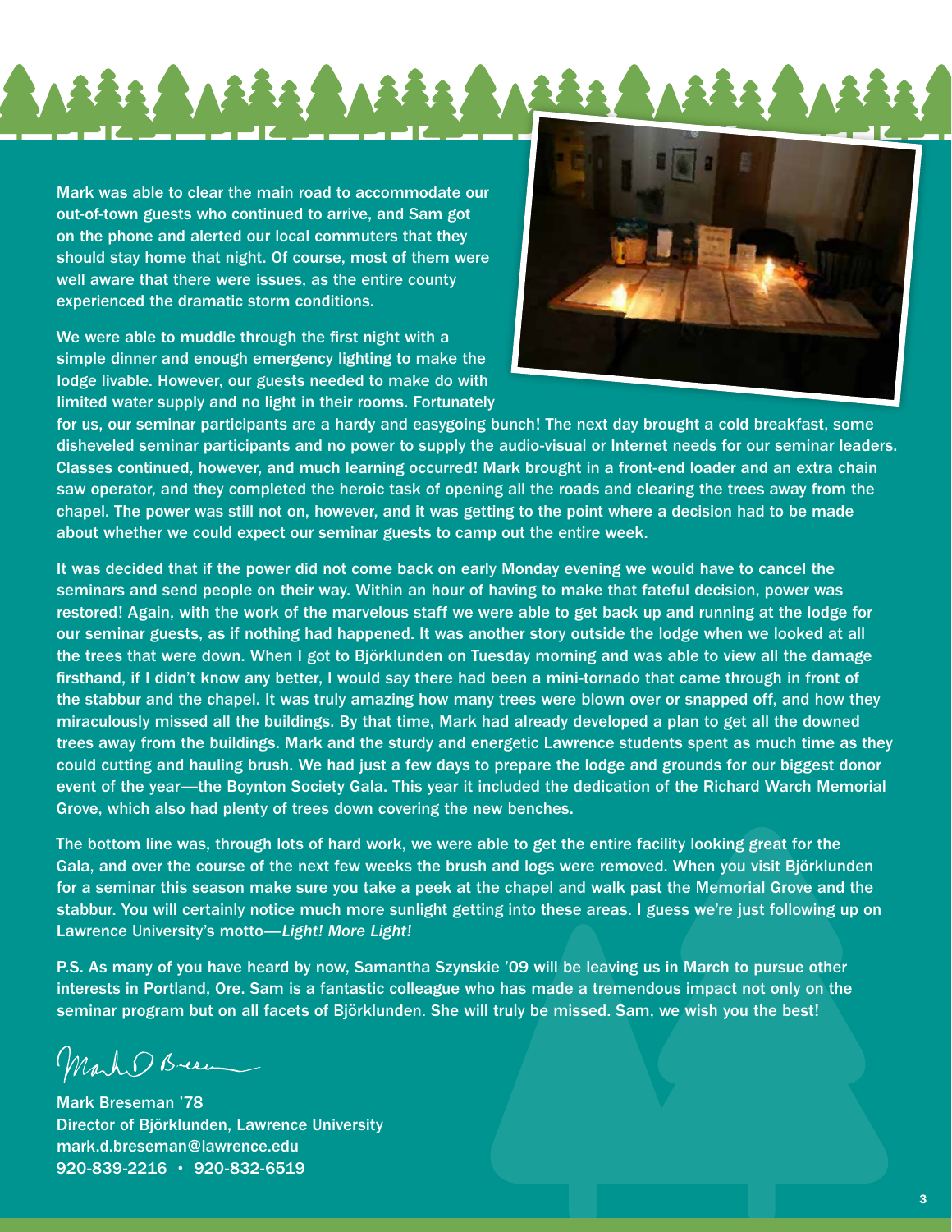Mark was able to clear the main road to accommodate our out-of-town guests who continued to arrive, and Sam got on the phone and alerted our local commuters that they should stay home that night. Of course, most of them were well aware that there were issues, as the entire county experienced the dramatic storm conditions.

We were able to muddle through the first night with a simple dinner and enough emergency lighting to make the lodge livable. However, our guests needed to make do with limited water supply and no light in their rooms. Fortunately for us, our seminar participants are a hardy and easygoing bunch! The next day brought a cold breakfast, some disheveled seminar participants and no power to supply the audio-visual or Internet needs for our seminar leaders. Classes continued, however, and much learning occurred! Mark brought in a front-end loader and an extra chain saw operator, and they completed the heroic task of opening all the roads and clearing the trees away from the chapel. The power was still not on, however, and it was getting to the point where a decision had to be made about whether we could expect our seminar guests to camp out the entire week.

It was decided that if the power did not come back on early Monday evening we would have to cancel the seminars and send people on their way. Within an hour of having to make that fateful decision, power was restored! Again, with the work of the marvelous staff we were able to get back up and running at the lodge for our seminar guests, as if nothing had happened. It was another story outside the lodge when we looked at all the trees that were down. When I got to Björklunden on Tuesday morning and was able to view all the damage firsthand, if I didn't know any better, I would say there had been a mini-tornado that came through in front of the stabbur and the chapel. It was truly amazing how many trees were blown over or snapped off, and how they miraculously missed all the buildings. By that time, Mark had already developed a plan to get all the downed trees away from the buildings. Mark and the sturdy and energetic Lawrence students spent as much time as they could cutting and hauling brush. We had just a few days to prepare the lodge and grounds for our biggest donor event of the year—the Boynton Society Gala. This year it included the dedication of the Richard Warch Memorial Grove, which also had plenty of trees down covering the new benches.

The bottom line was, through lots of hard work, we were able to get the entire facility looking great for the Gala, and over the course of the next few weeks the brush and logs were removed. When you visit Björklunden for a seminar this season make sure you take a peek at the chapel and walk past the Memorial Grove and the stabbur. You will certainly notice much more sunlight getting into these areas. I guess we're just following up on Lawrence University's motto—*Light! More Light!*

P.S. As many of you have heard by now, Samantha Szynskie '09 will be leaving us in March to pursue other interests in Portland, Ore. Sam is a fantastic colleague who has made a tremendous impact not only on the seminar program but on all facets of Björklunden. She will truly be missed. Sam, we wish you the best!

Mark D Breseman

Mark Breseman '78
Director of Björklunden, Lawrence University
mark.d.breseman@lawrence.edu
920-839-2216 • 920-832-6519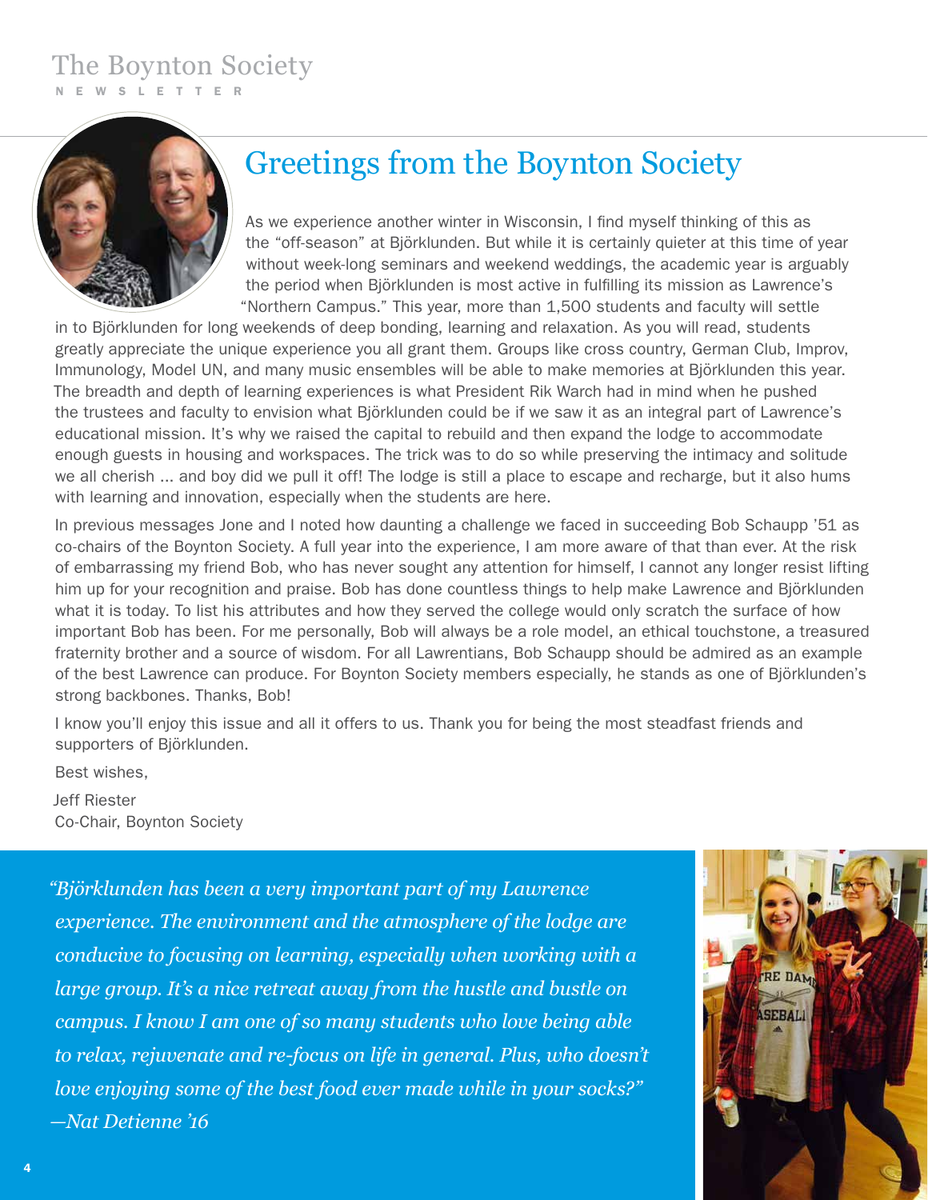# Greetings from the Boynton Society

As we experience another winter in Wisconsin, I find myself thinking of this as the "off-season" at Björklunden. But while it is certainly quieter at this time of year without week-long seminars and weekend weddings, the academic year is arguably the period when Björklunden is most active in fulfilling its mission as Lawrence's "Northern Campus." This year, more than 1,500 students and faculty will settle in to Björklunden for long weekends of deep bonding, learning and relaxation. As you will read, students greatly appreciate the unique experience you all grant them. Groups like cross country, German Club, Improv, Immunology, Model UN, and many music ensembles will be able to make memories at Björklunden this year. The breadth and depth of learning experiences is what President Rik Warch had in mind when he pushed the trustees and faculty to envision what Björklunden could be if we saw it as an integral part of Lawrence's educational mission. It's why we raised the capital to rebuild and then expand the lodge to accommodate enough guests in housing and workspaces. The trick was to do so while preserving the intimacy and solitude we all cherish ... and boy did we pull it off! The lodge is still a place to escape and recharge, but it also hums with learning and innovation, especially when the students are here.

In previous messages Jone and I noted how daunting a challenge we faced in succeeding Bob Schaupp '51 as co-chairs of the Boynton Society. A full year into the experience, I am more aware of that than ever. At the risk of embarrassing my friend Bob, who has never sought any attention for himself, I cannot any longer resist lifting him up for your recognition and praise. Bob has done countless things to help make Lawrence and Björklunden what it is today. To list his attributes and how they served the college would only scratch the surface of how important Bob has been. For me personally, Bob will always be a role model, an ethical touchstone, a treasured fraternity brother and a source of wisdom. For all Lawrentians, Bob Schaupp should be admired as an example of the best Lawrence can produce. For Boynton Society members especially, he stands as one of Björklunden's strong backbones. Thanks, Bob!

I know you'll enjoy this issue and all it offers to us. Thank you for being the most steadfast friends and supporters of Björklunden.

Best wishes,

Jeff Riester
Co-Chair, Boynton Society

*"Björklunden has been a very important part of my Lawrence experience. The environment and the atmosphere of the lodge are conducive to focusing on learning, especially when working with a large group. It's a nice retreat away from the hustle and bustle on campus. I know I am one of so many students who love being able to relax, rejuvenate and re-focus on life in general. Plus, who doesn't love enjoying some of the best food ever made while in your socks?"*
*—Nat Detienne '16*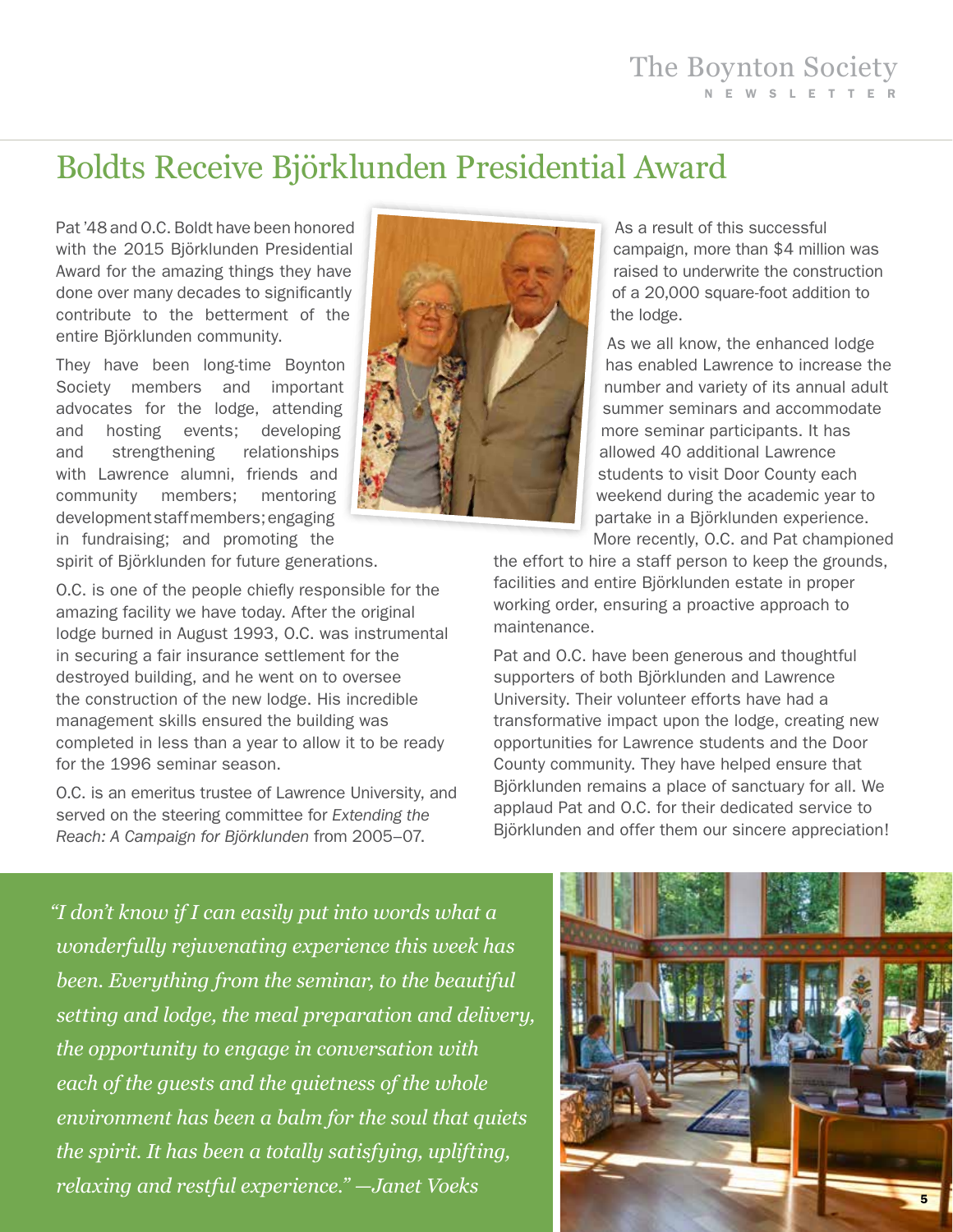# Boldts Receive Björklunden Presidential Award

Pat '48 and O.C. Boldt have been honored with the 2015 Björklunden Presidential Award for the amazing things they have done over many decades to significantly contribute to the betterment of the entire Björklunden community.

They have been long-time Boynton Society members and important advocates for the lodge, attending and hosting events; developing and strengthening relationships with Lawrence alumni, friends and community members; mentoring development staff members; engaging in fundraising; and promoting the spirit of Björklunden for future generations.

O.C. is one of the people chiefly responsible for the amazing facility we have today. After the original lodge burned in August 1993, O.C. was instrumental in securing a fair insurance settlement for the destroyed building, and he went on to oversee the construction of the new lodge. His incredible management skills ensured the building was completed in less than a year to allow it to be ready for the 1996 seminar season.

O.C. is an emeritus trustee of Lawrence University, and served on the steering committee for *Extending the Reach: A Campaign for Björklunden* from 2005–07.

As a result of this successful campaign, more than $4 million was raised to underwrite the construction of a 20,000 square-foot addition to the lodge.

As we all know, the enhanced lodge has enabled Lawrence to increase the number and variety of its annual adult summer seminars and accommodate more seminar participants. It has allowed 40 additional Lawrence students to visit Door County each weekend during the academic year to partake in a Björklunden experience. More recently, O.C. and Pat championed the effort to hire a staff person to keep the grounds, facilities and entire Björklunden estate in proper working order, ensuring a proactive approach to maintenance.

Pat and O.C. have been generous and thoughtful supporters of both Björklunden and Lawrence University. Their volunteer efforts have had a transformative impact upon the lodge, creating new opportunities for Lawrence students and the Door County community. They have helped ensure that Björklunden remains a place of sanctuary for all. We applaud Pat and O.C. for their dedicated service to Björklunden and offer them our sincere appreciation!

*"I don't know if I can easily put into words what a wonderfully rejuvenating experience this week has been. Everything from the seminar, to the beautiful setting and lodge, the meal preparation and delivery, the opportunity to engage in conversation with each of the guests and the quietness of the whole environment has been a balm for the soul that quiets the spirit. It has been a totally satisfying, uplifting, relaxing and restful experience." —Janet Voeks*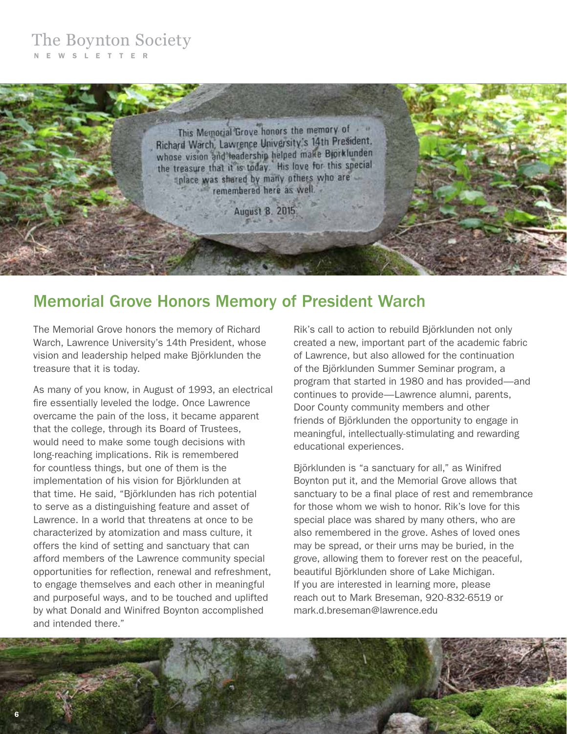## Memorial Grove Honors Memory of President Warch

The Memorial Grove honors the memory of Richard Warch, Lawrence University's 14th President, whose vision and leadership helped make Björklunden the treasure that it is today.

As many of you know, in August of 1993, an electrical fire essentially leveled the lodge. Once Lawrence overcame the pain of the loss, it became apparent that the college, through its Board of Trustees, would need to make some tough decisions with long-reaching implications. Rik is remembered for countless things, but one of them is the implementation of his vision for Björklunden at that time. He said, "Björklunden has rich potential to serve as a distinguishing feature and asset of Lawrence. In a world that threatens at once to be characterized by atomization and mass culture, it offers the kind of setting and sanctuary that can afford members of the Lawrence community special opportunities for reflection, renewal and refreshment, to engage themselves and each other in meaningful and purposeful ways, and to be touched and uplifted by what Donald and Winifred Boynton accomplished and intended there."

Rik's call to action to rebuild Björklunden not only created a new, important part of the academic fabric of Lawrence, but also allowed for the continuation of the Björklunden Summer Seminar program, a program that started in 1980 and has provided—and continues to provide—Lawrence alumni, parents, Door County community members and other friends of Björklunden the opportunity to engage in meaningful, intellectually-stimulating and rewarding educational experiences.

Björklunden is "a sanctuary for all," as Winifred Boynton put it, and the Memorial Grove allows that sanctuary to be a final place of rest and remembrance for those whom we wish to honor. Rik's love for this special place was shared by many others, who are also remembered in the grove. Ashes of loved ones may be spread, or their urns may be buried, in the grove, allowing them to forever rest on the peaceful, beautiful Björklunden shore of Lake Michigan. If you are interested in learning more, please reach out to Mark Breseman, 920-832-6519 or mark.d.breseman@lawrence.edu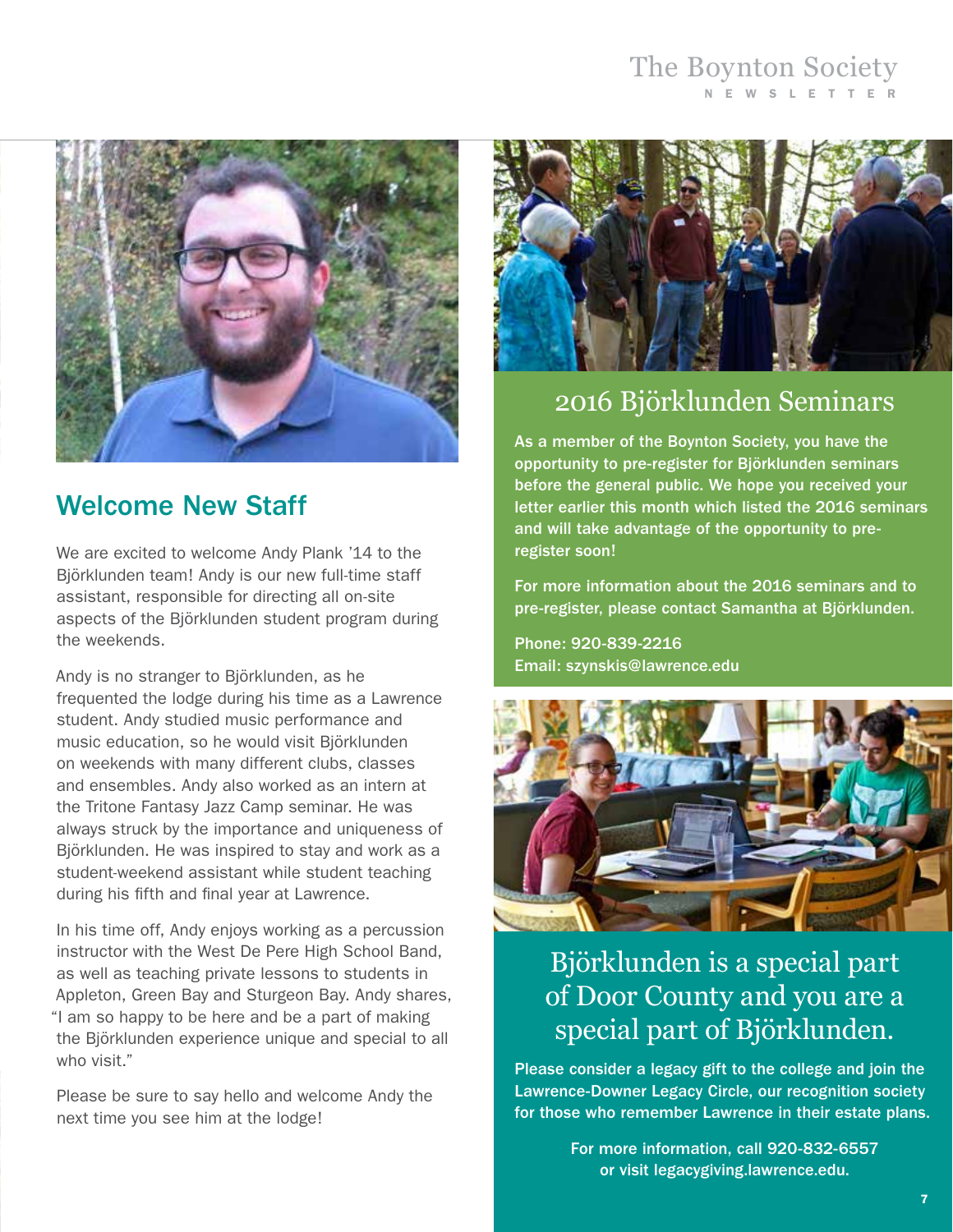## Welcome New Staff

We are excited to welcome Andy Plank '14 to the Björklunden team! Andy is our new full-time staff assistant, responsible for directing all on-site aspects of the Björklunden student program during the weekends.

Andy is no stranger to Björklunden, as he frequented the lodge during his time as a Lawrence student. Andy studied music performance and music education, so he would visit Björklunden on weekends with many different clubs, classes and ensembles. Andy also worked as an intern at the Tritone Fantasy Jazz Camp seminar. He was always struck by the importance and uniqueness of Björklunden. He was inspired to stay and work as a student-weekend assistant while student teaching during his fifth and final year at Lawrence.

In his time off, Andy enjoys working as a percussion instructor with the West De Pere High School Band, as well as teaching private lessons to students in Appleton, Green Bay and Sturgeon Bay. Andy shares, "I am so happy to be here and be a part of making the Björklunden experience unique and special to all who visit."

Please be sure to say hello and welcome Andy the next time you see him at the lodge!

## 2016 Björklunden Seminars

**As a member of the Boynton Society, you have the opportunity to pre-register for Björklunden seminars before the general public. We hope you received your letter earlier this month which listed the 2016 seminars and will take advantage of the opportunity to pre-register soon!**

**For more information about the 2016 seminars and to pre-register, please contact Samantha at Björklunden.**

**Phone: 920-839-2216**
**Email: szynskis@lawrence.edu**

## Björklunden is a special part of Door County and you are a special part of Björklunden.

**Please consider a legacy gift to the college and join the Lawrence-Downer Legacy Circle, our recognition society for those who remember Lawrence in their estate plans.**

**For more information, call 920-832-6557 or visit legacygiving.lawrence.edu.**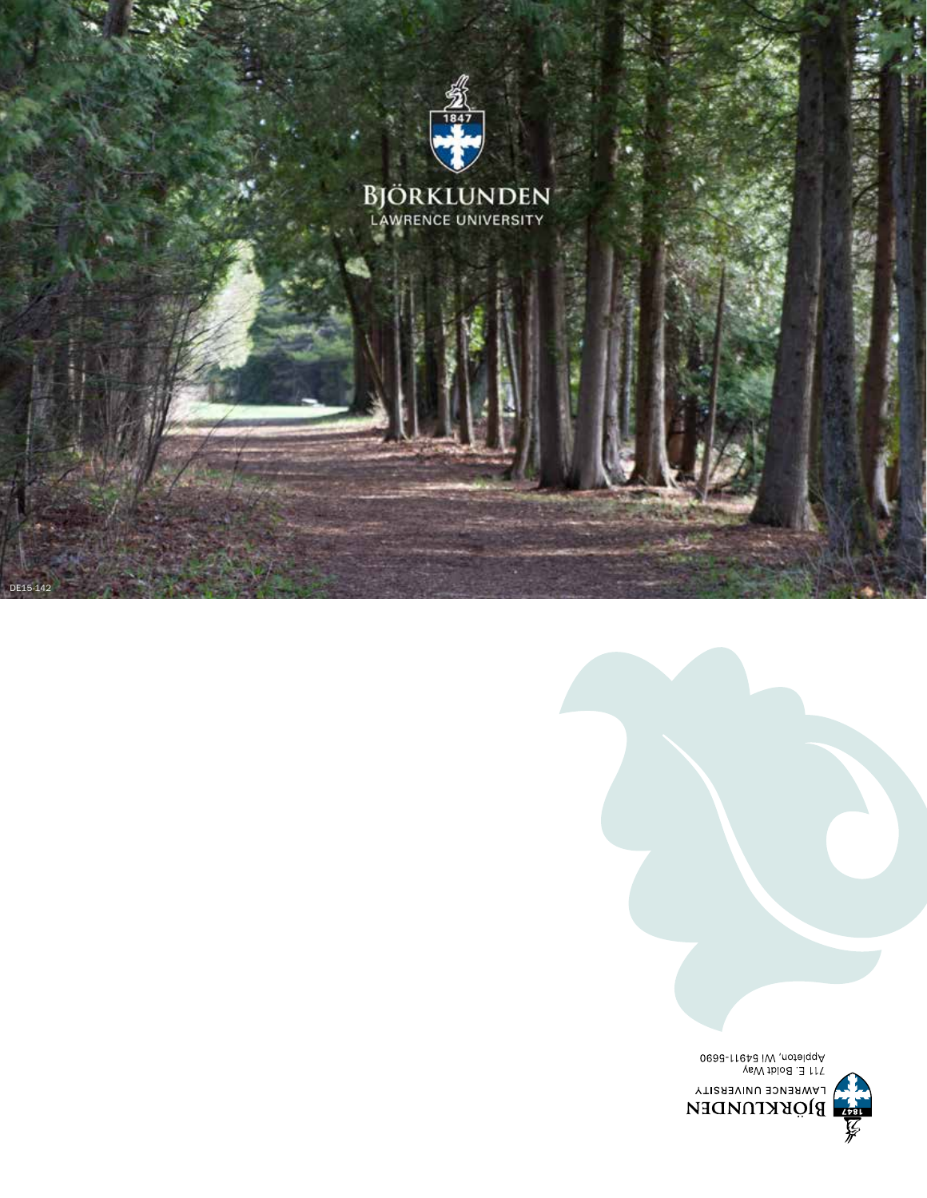BJÖRKLUNDEN

LAWRENCE UNIVERSITY

DE15-142

BJÖRKLUNDEN

LAWRENCE UNIVERSITY

711 E. Boldt Way

Appleton, WI 54911-5690